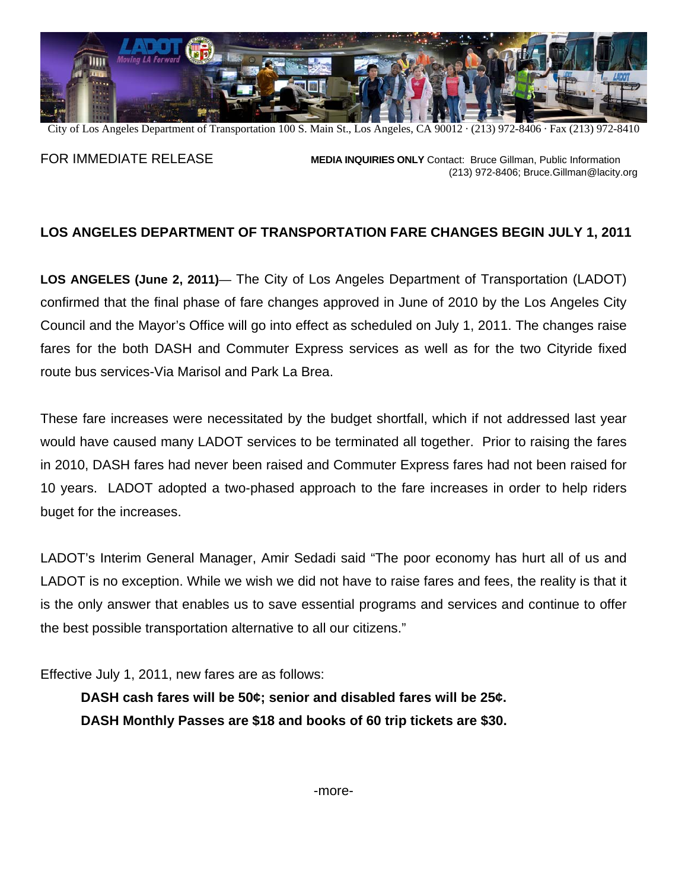City of Los Angeles Department of Transportation 100 S. Main St., Los Angeles, CA 90012 · (213) 972-8406 · Fax (213) 972-8410

FOR IMMEDIATE RELEASE

**MEDIA INQUIRIES ONLY** Contact: Bruce Gillman, Public Information
(213) 972-8406; Bruce.Gillman@lacity.org

## LOS ANGELES DEPARTMENT OF TRANSPORTATION FARE CHANGES BEGIN JULY 1, 2011

**LOS ANGELES (June 2, 2011)**— The City of Los Angeles Department of Transportation (LADOT) confirmed that the final phase of fare changes approved in June of 2010 by the Los Angeles City Council and the Mayor's Office will go into effect as scheduled on July 1, 2011. The changes raise fares for the both DASH and Commuter Express services as well as for the two Cityride fixed route bus services-Via Marisol and Park La Brea.

These fare increases were necessitated by the budget shortfall, which if not addressed last year would have caused many LADOT services to be terminated all together. Prior to raising the fares in 2010, DASH fares had never been raised and Commuter Express fares had not been raised for 10 years. LADOT adopted a two-phased approach to the fare increases in order to help riders buget for the increases.

LADOT's Interim General Manager, Amir Sedadi said "The poor economy has hurt all of us and LADOT is no exception. While we wish we did not have to raise fares and fees, the reality is that it is the only answer that enables us to save essential programs and services and continue to offer the best possible transportation alternative to all our citizens."

Effective July 1, 2011, new fares are as follows:

**DASH cash fares will be 50¢; senior and disabled fares will be 25¢.**
**DASH Monthly Passes are $18 and books of 60 trip tickets are $30.**

-more-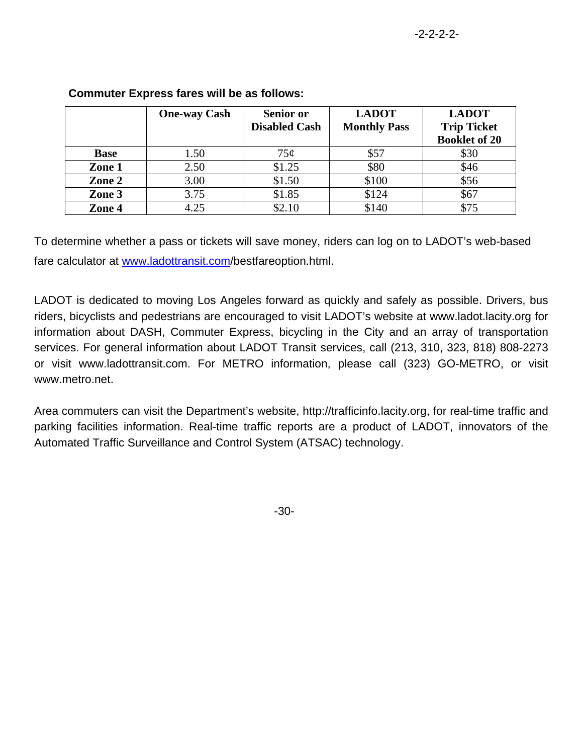**Commuter Express fares will be as follows:**

| | One-way Cash | Senior or Disabled Cash | LADOT Monthly Pass | LADOT Trip Ticket Booklet of 20 |
|---|---|---|---|---|
| **Base** | 1.50 | 75¢ | $57 | $30 |
| **Zone 1** | 2.50 | $1.25 | $80 | $46 |
| **Zone 2** | 3.00 | $1.50 | $100 | $56 |
| **Zone 3** | 3.75 | $1.85 | $124 | $67 |
| **Zone 4** | 4.25 | $2.10 | $140 | $75 |

To determine whether a pass or tickets will save money, riders can log on to LADOT's web-based fare calculator at www.ladottransit.com/bestfareoption.html.

LADOT is dedicated to moving Los Angeles forward as quickly and safely as possible. Drivers, bus riders, bicyclists and pedestrians are encouraged to visit LADOT's website at www.ladot.lacity.org for information about DASH, Commuter Express, bicycling in the City and an array of transportation services. For general information about LADOT Transit services, call (213, 310, 323, 818) 808-2273 or visit www.ladottransit.com. For METRO information, please call (323) GO-METRO, or visit www.metro.net.

Area commuters can visit the Department's website, http://trafficinfo.lacity.org, for real-time traffic and parking facilities information. Real-time traffic reports are a product of LADOT, innovators of the Automated Traffic Surveillance and Control System (ATSAC) technology.

-30-